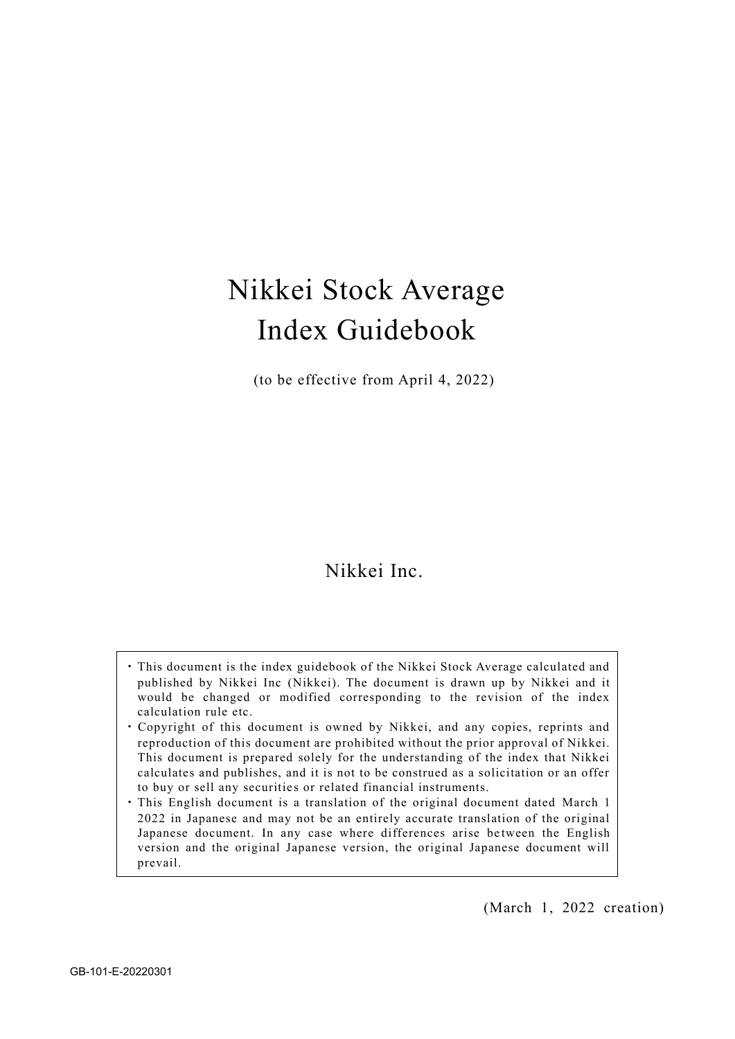# Nikkei Stock Average Index Guidebook

(to be effective from April 4, 2022)

Nikkei Inc.

- This document is the index guidebook of the Nikkei Stock Average calculated and published by Nikkei Inc (Nikkei). The document is drawn up by Nikkei and it would be changed or modified corresponding to the revision of the index calculation rule etc.
- Copyright of this document is owned by Nikkei, and any copies, reprints and reproduction of this document are prohibited without the prior approval of Nikkei. This document is prepared solely for the understanding of the index that Nikkei calculates and publishes, and it is not to be construed as a solicitation or an offer to buy or sell any securities or related financial instruments.
- This English document is a translation of the original document dated March 1 2022 in Japanese and may not be an entirely accurate translation of the original Japanese document. In any case where differences arise between the English version and the original Japanese version, the original Japanese document will prevail.

(March 1, 2022 creation)

GB-101-E-20220301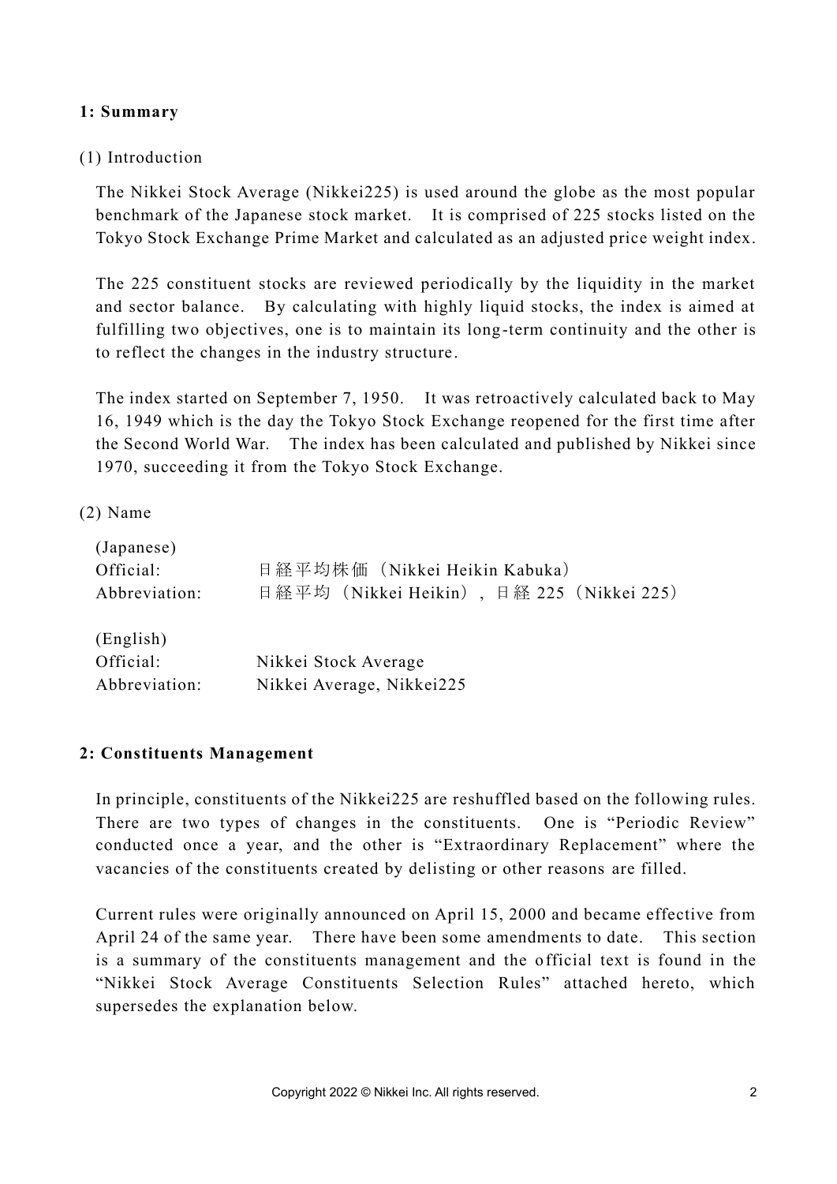## 1: Summary

(1) Introduction

The Nikkei Stock Average (Nikkei225) is used around the globe as the most popular benchmark of the Japanese stock market. It is comprised of 225 stocks listed on the Tokyo Stock Exchange Prime Market and calculated as an adjusted price weight index.

The 225 constituent stocks are reviewed periodically by the liquidity in the market and sector balance. By calculating with highly liquid stocks, the index is aimed at fulfilling two objectives, one is to maintain its long-term continuity and the other is to reflect the changes in the industry structure.

The index started on September 7, 1950. It was retroactively calculated back to May 16, 1949 which is the day the Tokyo Stock Exchange reopened for the first time after the Second World War. The index has been calculated and published by Nikkei since 1970, succeeding it from the Tokyo Stock Exchange.

(2) Name

(Japanese)
Official: 日経平均株価（Nikkei Heikin Kabuka）
Abbreviation: 日経平均（Nikkei Heikin），日経 225（Nikkei 225）

(English)
Official: Nikkei Stock Average
Abbreviation: Nikkei Average, Nikkei225

## 2: Constituents Management

In principle, constituents of the Nikkei225 are reshuffled based on the following rules. There are two types of changes in the constituents. One is "Periodic Review" conducted once a year, and the other is "Extraordinary Replacement" where the vacancies of the constituents created by delisting or other reasons are filled.

Current rules were originally announced on April 15, 2000 and became effective from April 24 of the same year. There have been some amendments to date. This section is a summary of the constituents management and the official text is found in the "Nikkei Stock Average Constituents Selection Rules" attached hereto, which supersedes the explanation below.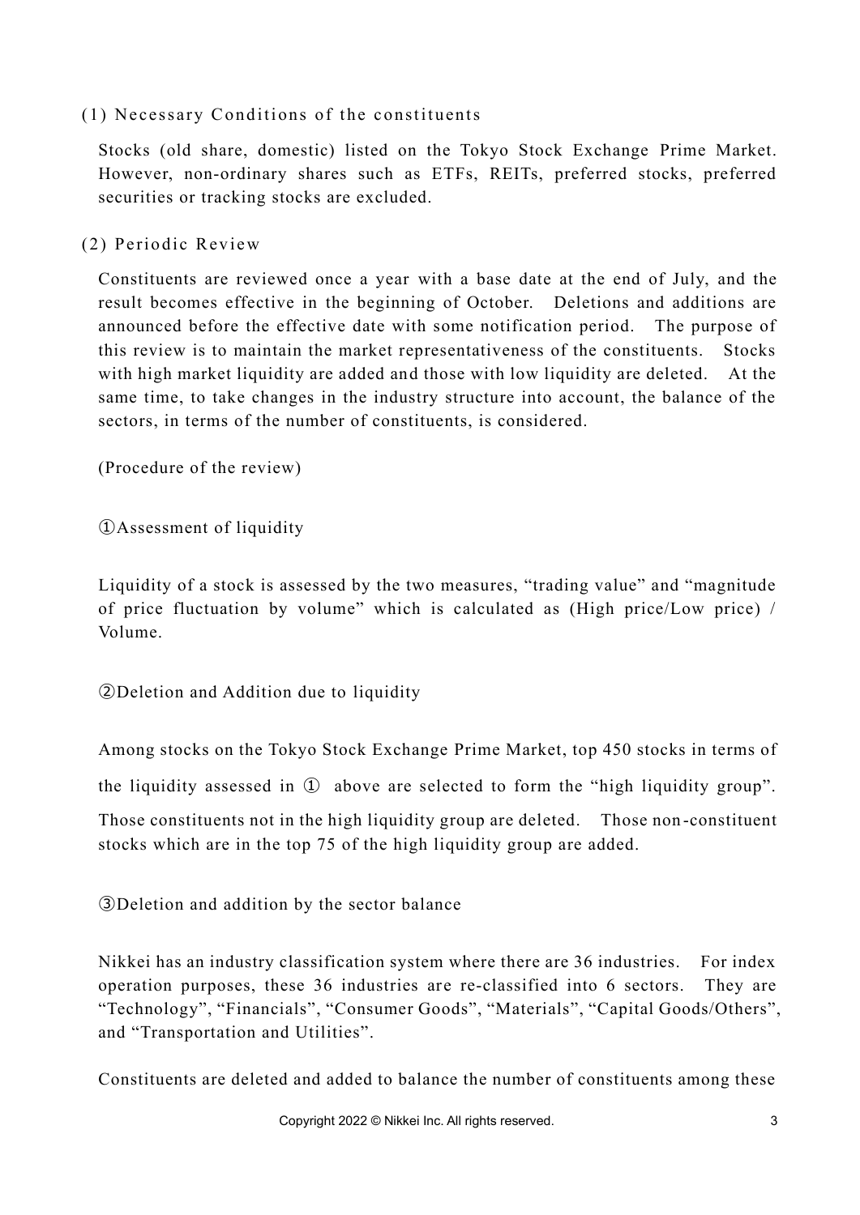## (1) Necessary Conditions of the constituents

Stocks (old share, domestic) listed on the Tokyo Stock Exchange Prime Market. However, non-ordinary shares such as ETFs, REITs, preferred stocks, preferred securities or tracking stocks are excluded.

## (2) Periodic Review

Constituents are reviewed once a year with a base date at the end of July, and the result becomes effective in the beginning of October. Deletions and additions are announced before the effective date with some notification period. The purpose of this review is to maintain the market representativeness of the constituents. Stocks with high market liquidity are added and those with low liquidity are deleted. At the same time, to take changes in the industry structure into account, the balance of the sectors, in terms of the number of constituents, is considered.

(Procedure of the review)

①Assessment of liquidity

Liquidity of a stock is assessed by the two measures, "trading value" and "magnitude of price fluctuation by volume" which is calculated as (High price/Low price) / Volume.

②Deletion and Addition due to liquidity

Among stocks on the Tokyo Stock Exchange Prime Market, top 450 stocks in terms of the liquidity assessed in ① above are selected to form the "high liquidity group". Those constituents not in the high liquidity group are deleted. Those non-constituent stocks which are in the top 75 of the high liquidity group are added.

③Deletion and addition by the sector balance

Nikkei has an industry classification system where there are 36 industries. For index operation purposes, these 36 industries are re-classified into 6 sectors. They are "Technology", "Financials", "Consumer Goods", "Materials", "Capital Goods/Others", and "Transportation and Utilities".

Constituents are deleted and added to balance the number of constituents among these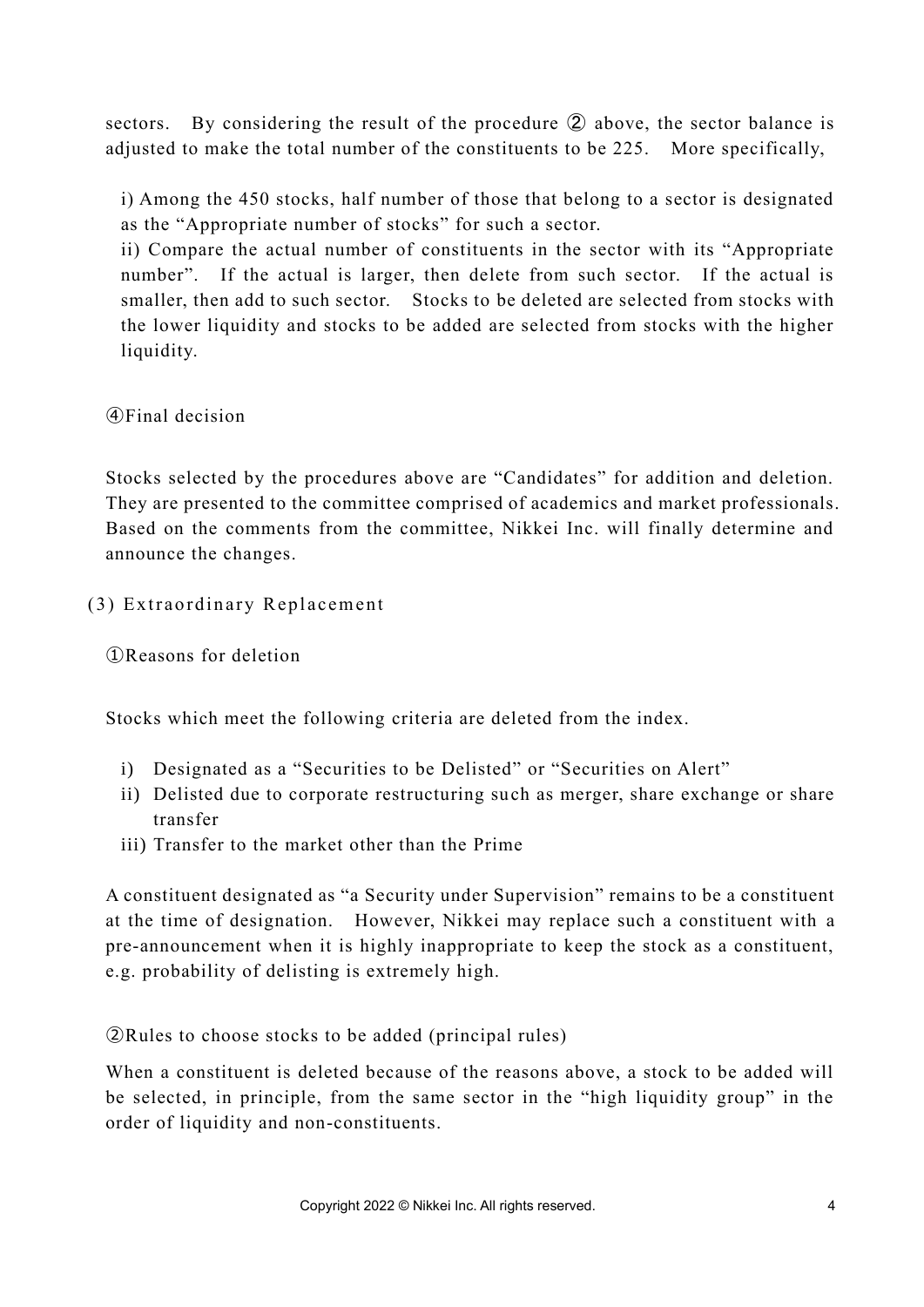sectors. By considering the result of the procedure ② above, the sector balance is adjusted to make the total number of the constituents to be 225. More specifically,

i) Among the 450 stocks, half number of those that belong to a sector is designated as the "Appropriate number of stocks" for such a sector.
ii) Compare the actual number of constituents in the sector with its "Appropriate number". If the actual is larger, then delete from such sector. If the actual is smaller, then add to such sector. Stocks to be deleted are selected from stocks with the lower liquidity and stocks to be added are selected from stocks with the higher liquidity.

④Final decision

Stocks selected by the procedures above are "Candidates" for addition and deletion. They are presented to the committee comprised of academics and market professionals. Based on the comments from the committee, Nikkei Inc. will finally determine and announce the changes.

## (3) Extraordinary Replacement

①Reasons for deletion

Stocks which meet the following criteria are deleted from the index.

i) Designated as a "Securities to be Delisted" or "Securities on Alert"
ii) Delisted due to corporate restructuring such as merger, share exchange or share transfer
iii) Transfer to the market other than the Prime

A constituent designated as "a Security under Supervision" remains to be a constituent at the time of designation. However, Nikkei may replace such a constituent with a pre-announcement when it is highly inappropriate to keep the stock as a constituent, e.g. probability of delisting is extremely high.

②Rules to choose stocks to be added (principal rules)

When a constituent is deleted because of the reasons above, a stock to be added will be selected, in principle, from the same sector in the "high liquidity group" in the order of liquidity and non-constituents.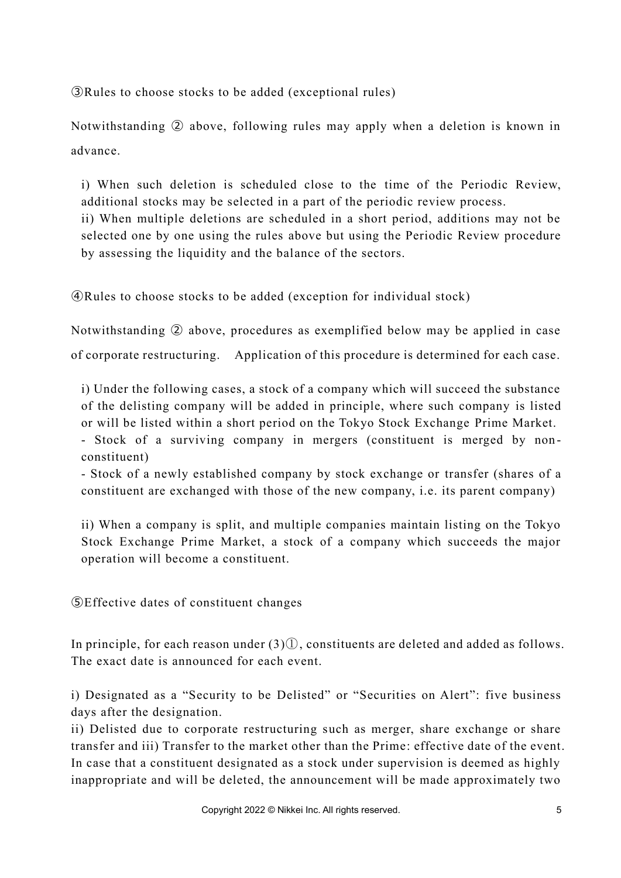③Rules to choose stocks to be added (exceptional rules)

Notwithstanding ② above, following rules may apply when a deletion is known in advance.

i) When such deletion is scheduled close to the time of the Periodic Review, additional stocks may be selected in a part of the periodic review process.
ii) When multiple deletions are scheduled in a short period, additions may not be selected one by one using the rules above but using the Periodic Review procedure by assessing the liquidity and the balance of the sectors.

④Rules to choose stocks to be added (exception for individual stock)

Notwithstanding ② above, procedures as exemplified below may be applied in case of corporate restructuring.　Application of this procedure is determined for each case.

i) Under the following cases, a stock of a company which will succeed the substance of the delisting company will be added in principle, where such company is listed or will be listed within a short period on the Tokyo Stock Exchange Prime Market.
- Stock of a surviving company in mergers (constituent is merged by non-constituent)
- Stock of a newly established company by stock exchange or transfer (shares of a constituent are exchanged with those of the new company, i.e. its parent company)

ii) When a company is split, and multiple companies maintain listing on the Tokyo Stock Exchange Prime Market, a stock of a company which succeeds the major operation will become a constituent.

⑤Effective dates of constituent changes

In principle, for each reason under (3)①, constituents are deleted and added as follows. The exact date is announced for each event.

i) Designated as a "Security to be Delisted" or "Securities on Alert": five business days after the designation.
ii) Delisted due to corporate restructuring such as merger, share exchange or share transfer and iii) Transfer to the market other than the Prime: effective date of the event. In case that a constituent designated as a stock under supervision is deemed as highly inappropriate and will be deleted, the announcement will be made approximately two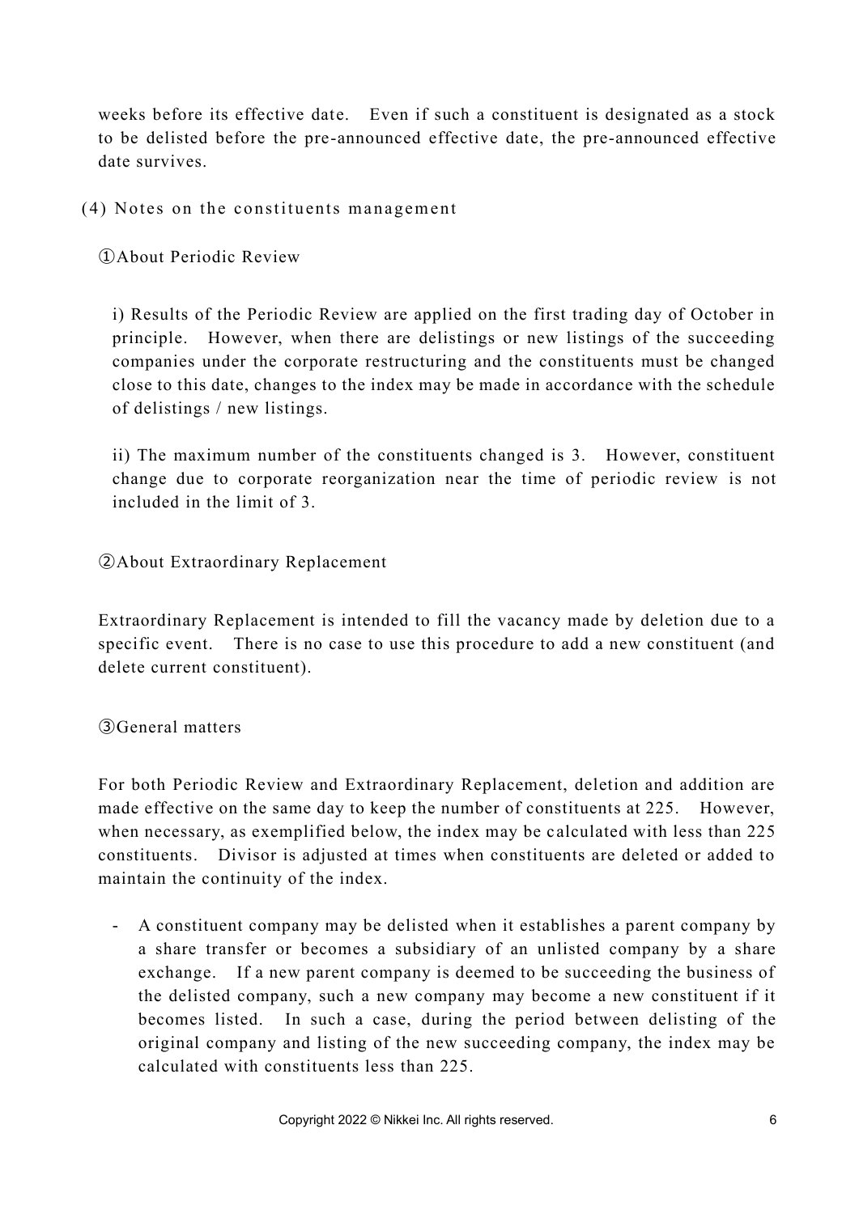weeks before its effective date. Even if such a constituent is designated as a stock to be delisted before the pre-announced effective date, the pre-announced effective date survives.

### (4) Notes on the constituents management

①About Periodic Review

i) Results of the Periodic Review are applied on the first trading day of October in principle. However, when there are delistings or new listings of the succeeding companies under the corporate restructuring and the constituents must be changed close to this date, changes to the index may be made in accordance with the schedule of delistings / new listings.

ii) The maximum number of the constituents changed is 3. However, constituent change due to corporate reorganization near the time of periodic review is not included in the limit of 3.

②About Extraordinary Replacement

Extraordinary Replacement is intended to fill the vacancy made by deletion due to a specific event. There is no case to use this procedure to add a new constituent (and delete current constituent).

③General matters

For both Periodic Review and Extraordinary Replacement, deletion and addition are made effective on the same day to keep the number of constituents at 225. However, when necessary, as exemplified below, the index may be calculated with less than 225 constituents. Divisor is adjusted at times when constituents are deleted or added to maintain the continuity of the index.

- A constituent company may be delisted when it establishes a parent company by a share transfer or becomes a subsidiary of an unlisted company by a share exchange. If a new parent company is deemed to be succeeding the business of the delisted company, such a new company may become a new constituent if it becomes listed. In such a case, during the period between delisting of the original company and listing of the new succeeding company, the index may be calculated with constituents less than 225.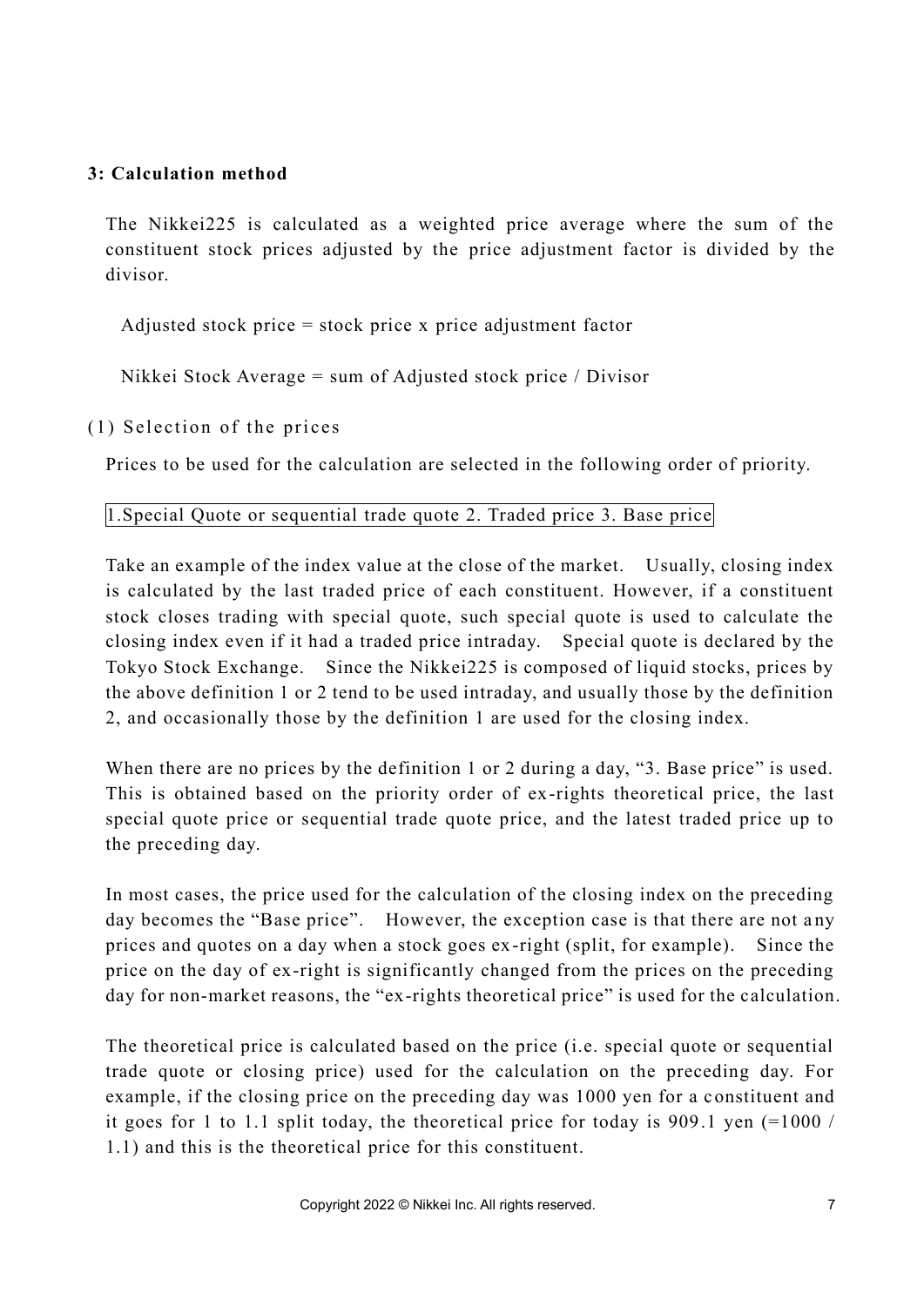### 3: Calculation method

The Nikkei225 is calculated as a weighted price average where the sum of the constituent stock prices adjusted by the price adjustment factor is divided by the divisor.

Adjusted stock price = stock price x price adjustment factor

Nikkei Stock Average = sum of Adjusted stock price / Divisor

(1) Selection of the prices

Prices to be used for the calculation are selected in the following order of priority.

1.Special Quote or sequential trade quote 2. Traded price 3. Base price

Take an example of the index value at the close of the market. Usually, closing index is calculated by the last traded price of each constituent. However, if a constituent stock closes trading with special quote, such special quote is used to calculate the closing index even if it had a traded price intraday. Special quote is declared by the Tokyo Stock Exchange. Since the Nikkei225 is composed of liquid stocks, prices by the above definition 1 or 2 tend to be used intraday, and usually those by the definition 2, and occasionally those by the definition 1 are used for the closing index.

When there are no prices by the definition 1 or 2 during a day, "3. Base price" is used. This is obtained based on the priority order of ex-rights theoretical price, the last special quote price or sequential trade quote price, and the latest traded price up to the preceding day.

In most cases, the price used for the calculation of the closing index on the preceding day becomes the "Base price". However, the exception case is that there are not any prices and quotes on a day when a stock goes ex-right (split, for example). Since the price on the day of ex-right is significantly changed from the prices on the preceding day for non-market reasons, the "ex-rights theoretical price" is used for the calculation.

The theoretical price is calculated based on the price (i.e. special quote or sequential trade quote or closing price) used for the calculation on the preceding day. For example, if the closing price on the preceding day was 1000 yen for a constituent and it goes for 1 to 1.1 split today, the theoretical price for today is 909.1 yen (=1000 / 1.1) and this is the theoretical price for this constituent.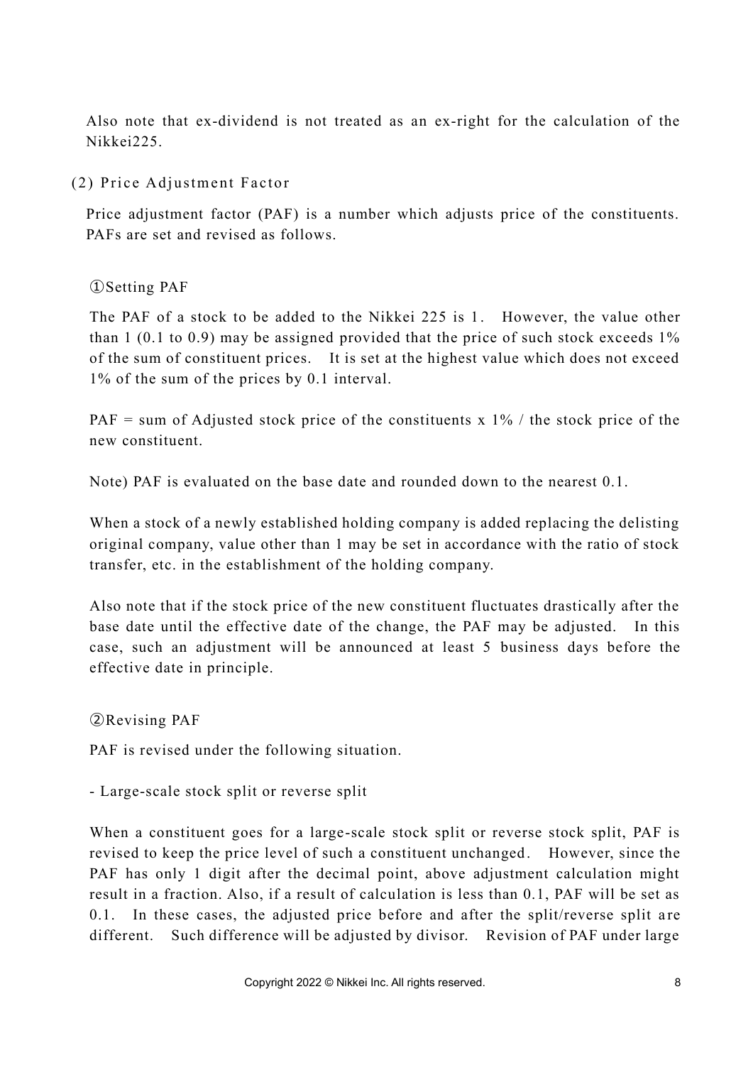Also note that ex-dividend is not treated as an ex-right for the calculation of the Nikkei225.

### (2) Price Adjustment Factor

Price adjustment factor (PAF) is a number which adjusts price of the constituents. PAFs are set and revised as follows.

①Setting PAF

The PAF of a stock to be added to the Nikkei 225 is 1. However, the value other than 1 (0.1 to 0.9) may be assigned provided that the price of such stock exceeds 1% of the sum of constituent prices. It is set at the highest value which does not exceed 1% of the sum of the prices by 0.1 interval.

PAF = sum of Adjusted stock price of the constituents x 1% / the stock price of the new constituent.

Note) PAF is evaluated on the base date and rounded down to the nearest 0.1.

When a stock of a newly established holding company is added replacing the delisting original company, value other than 1 may be set in accordance with the ratio of stock transfer, etc. in the establishment of the holding company.

Also note that if the stock price of the new constituent fluctuates drastically after the base date until the effective date of the change, the PAF may be adjusted. In this case, such an adjustment will be announced at least 5 business days before the effective date in principle.

②Revising PAF

PAF is revised under the following situation.

- Large-scale stock split or reverse split

When a constituent goes for a large-scale stock split or reverse stock split, PAF is revised to keep the price level of such a constituent unchanged. However, since the PAF has only 1 digit after the decimal point, above adjustment calculation might result in a fraction. Also, if a result of calculation is less than 0.1, PAF will be set as 0.1. In these cases, the adjusted price before and after the split/reverse split are different. Such difference will be adjusted by divisor. Revision of PAF under large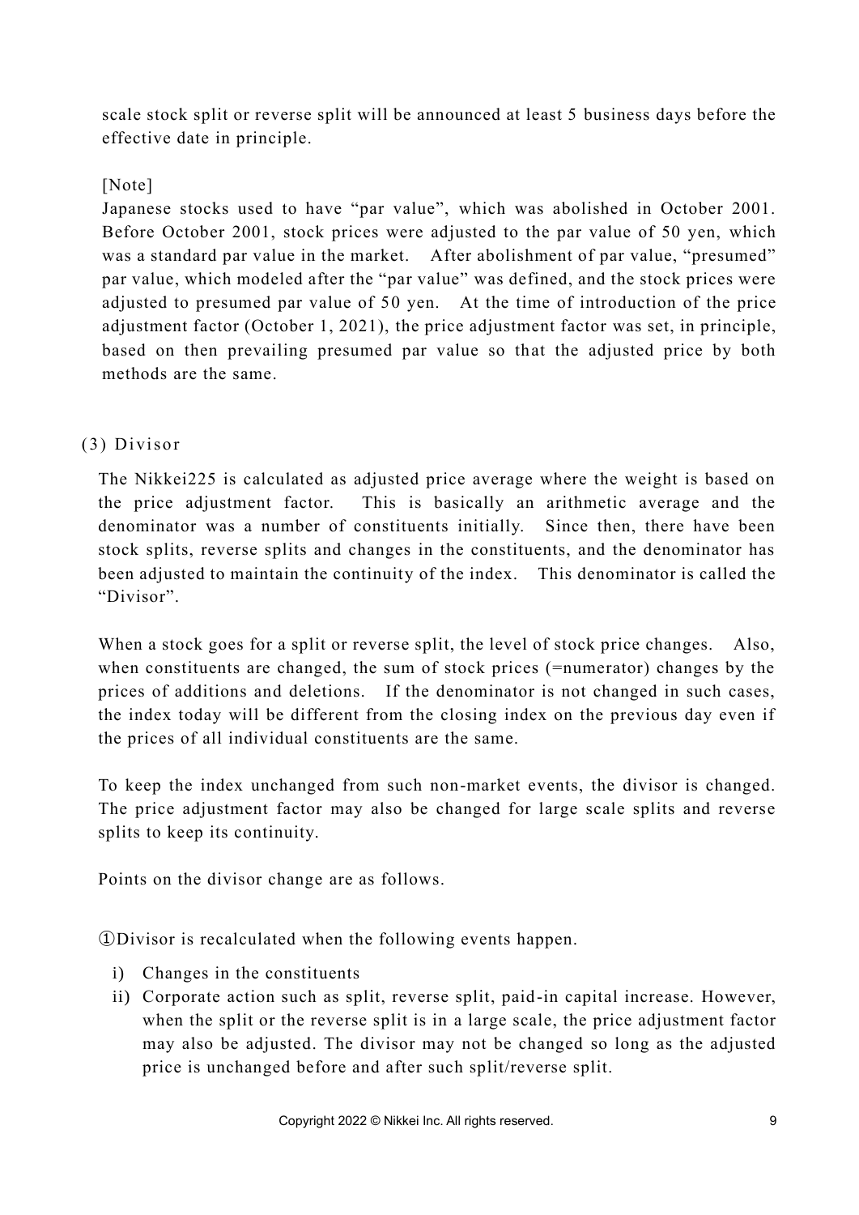scale stock split or reverse split will be announced at least 5 business days before the effective date in principle.

[Note]
Japanese stocks used to have "par value", which was abolished in October 2001. Before October 2001, stock prices were adjusted to the par value of 50 yen, which was a standard par value in the market. After abolishment of par value, "presumed" par value, which modeled after the "par value" was defined, and the stock prices were adjusted to presumed par value of 50 yen. At the time of introduction of the price adjustment factor (October 1, 2021), the price adjustment factor was set, in principle, based on then prevailing presumed par value so that the adjusted price by both methods are the same.

### (3) Divisor

The Nikkei225 is calculated as adjusted price average where the weight is based on the price adjustment factor. This is basically an arithmetic average and the denominator was a number of constituents initially. Since then, there have been stock splits, reverse splits and changes in the constituents, and the denominator has been adjusted to maintain the continuity of the index. This denominator is called the "Divisor".

When a stock goes for a split or reverse split, the level of stock price changes. Also, when constituents are changed, the sum of stock prices (=numerator) changes by the prices of additions and deletions. If the denominator is not changed in such cases, the index today will be different from the closing index on the previous day even if the prices of all individual constituents are the same.

To keep the index unchanged from such non-market events, the divisor is changed. The price adjustment factor may also be changed for large scale splits and reverse splits to keep its continuity.

Points on the divisor change are as follows.

①Divisor is recalculated when the following events happen.

i) Changes in the constituents
ii) Corporate action such as split, reverse split, paid-in capital increase. However, when the split or the reverse split is in a large scale, the price adjustment factor may also be adjusted. The divisor may not be changed so long as the adjusted price is unchanged before and after such split/reverse split.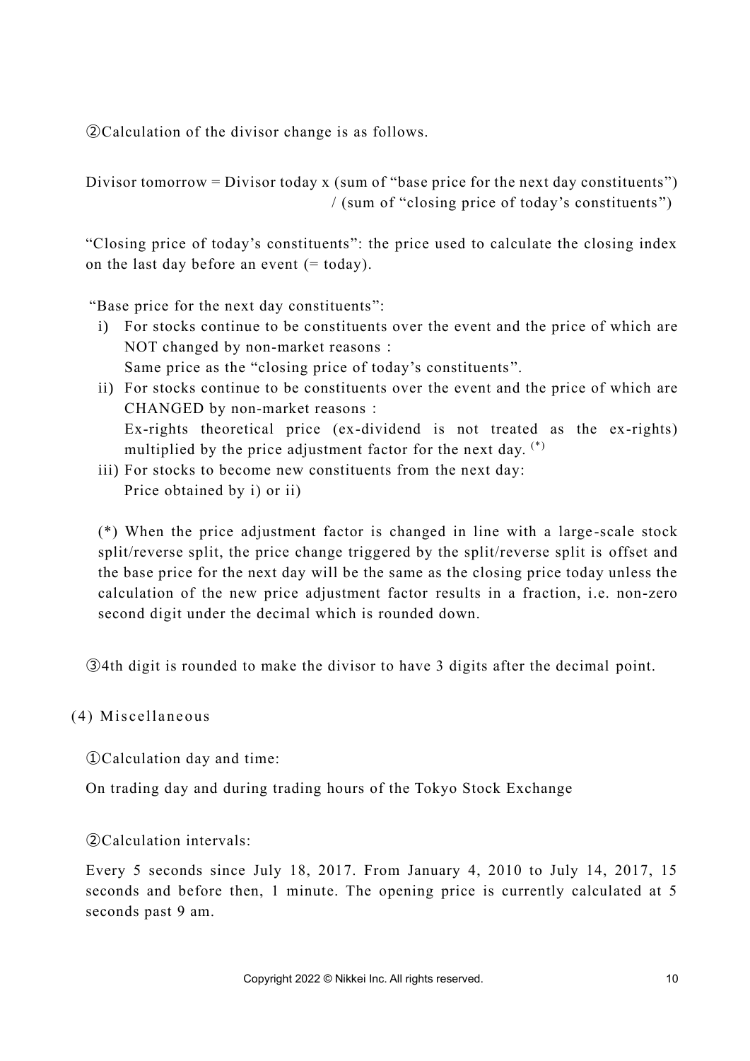②Calculation of the divisor change is as follows.

Divisor tomorrow = Divisor today x (sum of "base price for the next day constituents") / (sum of "closing price of today's constituents")

"Closing price of today's constituents": the price used to calculate the closing index on the last day before an event (= today).

"Base price for the next day constituents":

i) For stocks continue to be constituents over the event and the price of which are NOT changed by non-market reasons :
   Same price as the "closing price of today's constituents".
ii) For stocks continue to be constituents over the event and the price of which are CHANGED by non-market reasons :
   Ex-rights theoretical price (ex-dividend is not treated as the ex-rights) multiplied by the price adjustment factor for the next day. (*)
iii) For stocks to become new constituents from the next day:
   Price obtained by i) or ii)

(*) When the price adjustment factor is changed in line with a large-scale stock split/reverse split, the price change triggered by the split/reverse split is offset and the base price for the next day will be the same as the closing price today unless the calculation of the new price adjustment factor results in a fraction, i.e. non-zero second digit under the decimal which is rounded down.

③4th digit is rounded to make the divisor to have 3 digits after the decimal point.

(4) Miscellaneous

①Calculation day and time:

On trading day and during trading hours of the Tokyo Stock Exchange

②Calculation intervals:

Every 5 seconds since July 18, 2017. From January 4, 2010 to July 14, 2017, 15 seconds and before then, 1 minute. The opening price is currently calculated at 5 seconds past 9 am.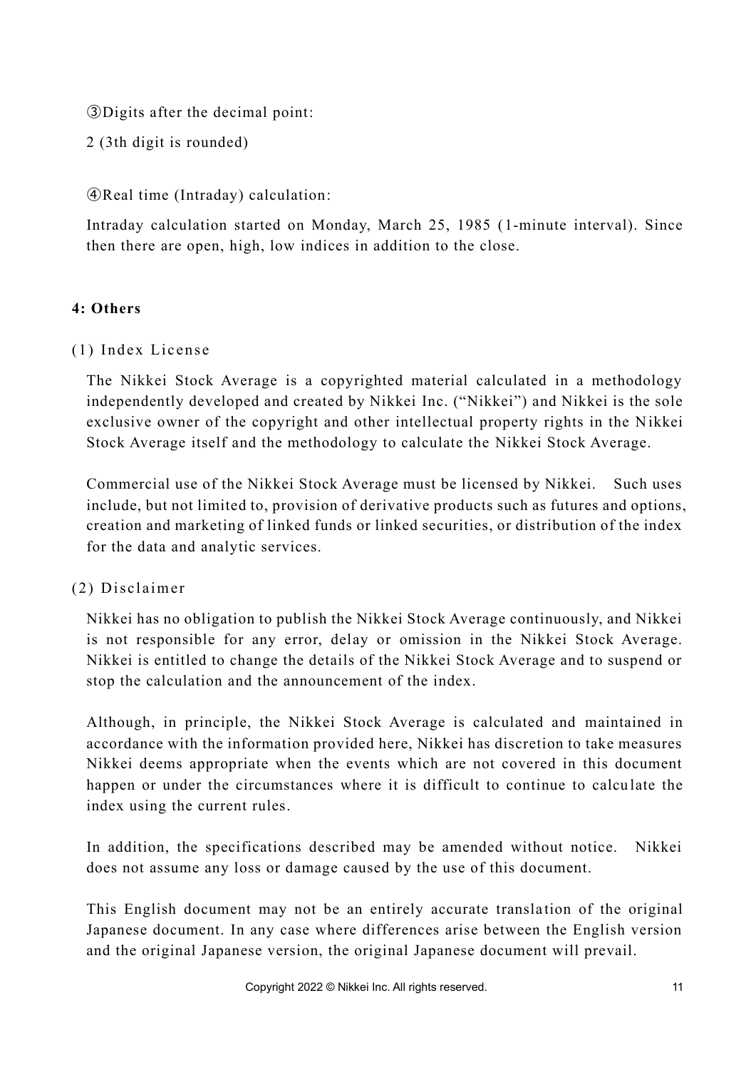③Digits after the decimal point:

2 (3th digit is rounded)

④Real time (Intraday) calculation:

Intraday calculation started on Monday, March 25, 1985 (1-minute interval). Since then there are open, high, low indices in addition to the close.

## 4: Others

(1) Index License

The Nikkei Stock Average is a copyrighted material calculated in a methodology independently developed and created by Nikkei Inc. ("Nikkei") and Nikkei is the sole exclusive owner of the copyright and other intellectual property rights in the Nikkei Stock Average itself and the methodology to calculate the Nikkei Stock Average.

Commercial use of the Nikkei Stock Average must be licensed by Nikkei. Such uses include, but not limited to, provision of derivative products such as futures and options, creation and marketing of linked funds or linked securities, or distribution of the index for the data and analytic services.

(2) Disclaimer

Nikkei has no obligation to publish the Nikkei Stock Average continuously, and Nikkei is not responsible for any error, delay or omission in the Nikkei Stock Average. Nikkei is entitled to change the details of the Nikkei Stock Average and to suspend or stop the calculation and the announcement of the index.

Although, in principle, the Nikkei Stock Average is calculated and maintained in accordance with the information provided here, Nikkei has discretion to take measures Nikkei deems appropriate when the events which are not covered in this document happen or under the circumstances where it is difficult to continue to calculate the index using the current rules.

In addition, the specifications described may be amended without notice. Nikkei does not assume any loss or damage caused by the use of this document.

This English document may not be an entirely accurate translation of the original Japanese document. In any case where differences arise between the English version and the original Japanese version, the original Japanese document will prevail.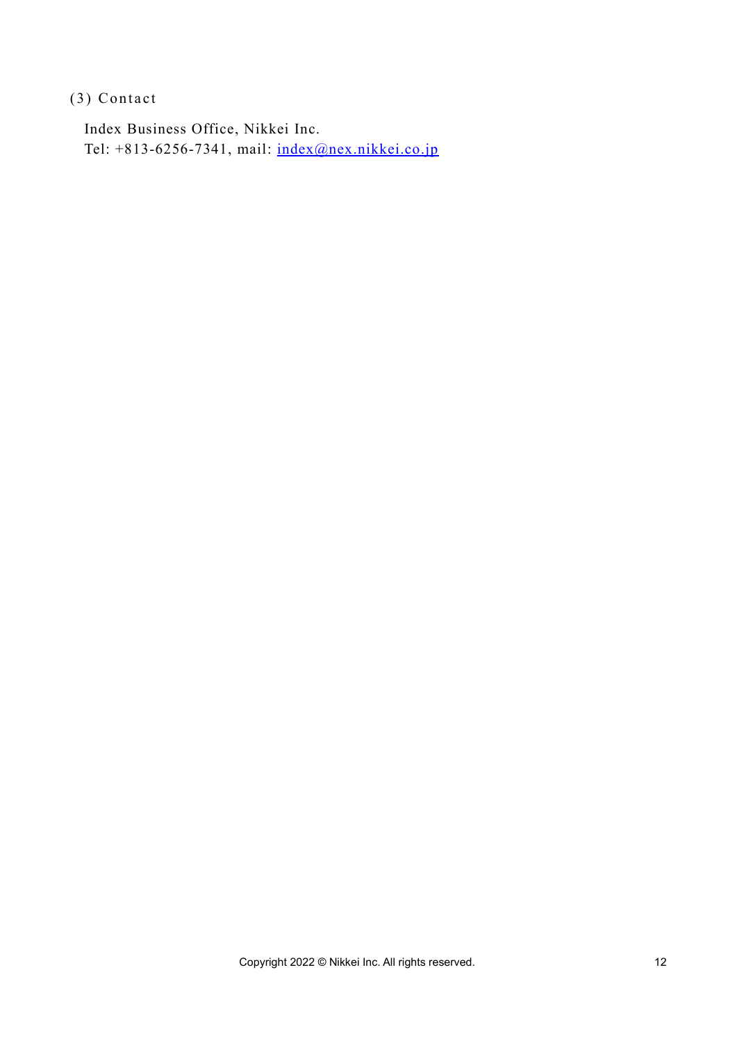### (3) Contact

Index Business Office, Nikkei Inc.
Tel: +813-6256-7341, mail: index@nex.nikkei.co.jp

Copyright 2022 © Nikkei Inc. All rights reserved.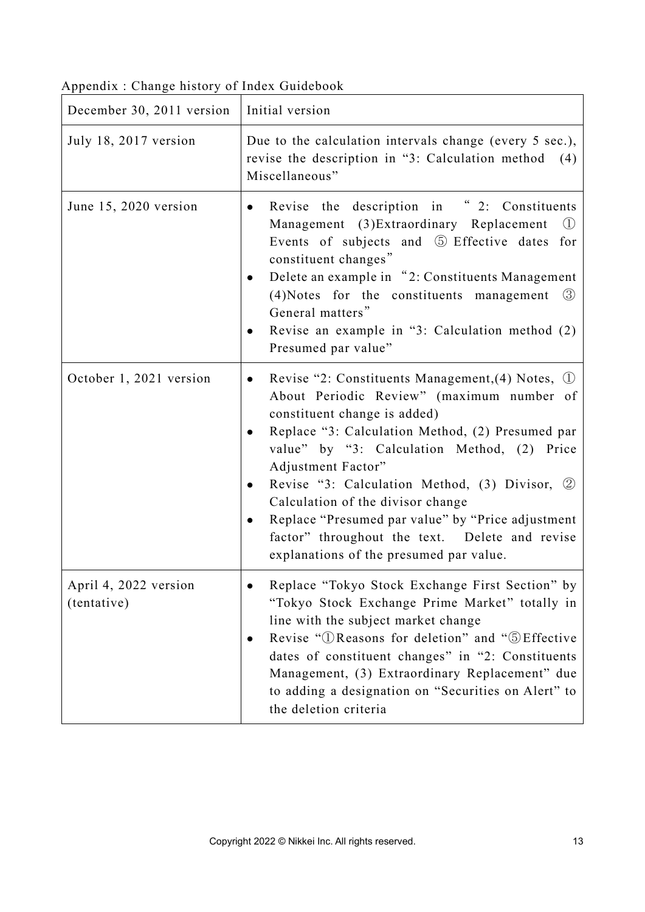Appendix : Change history of Index Guidebook

| | |
|---|---|
| December 30, 2011 version | Initial version |
| July 18, 2017 version | Due to the calculation intervals change (every 5 sec.), revise the description in “3: Calculation method (4) Miscellaneous” |
| June 15, 2020 version | • Revise the description in “2: Constituents Management (3)Extraordinary Replacement ① Events of subjects and ⑤ Effective dates for constituent changes”<br>• Delete an example in “2: Constituents Management (4)Notes for the constituents management ③ General matters”<br>• Revise an example in “3: Calculation method (2) Presumed par value” |
| October 1, 2021 version | • Revise “2: Constituents Management,(4) Notes, ① About Periodic Review” (maximum number of constituent change is added)<br>• Replace “3: Calculation Method, (2) Presumed par value” by “3: Calculation Method, (2) Price Adjustment Factor”<br>• Revise “3: Calculation Method, (3) Divisor, ② Calculation of the divisor change<br>• Replace “Presumed par value” by “Price adjustment factor” throughout the text. Delete and revise explanations of the presumed par value. |
| April 4, 2022 version (tentative) | • Replace “Tokyo Stock Exchange First Section” by “Tokyo Stock Exchange Prime Market” totally in line with the subject market change<br>• Revise “①Reasons for deletion” and “⑤Effective dates of constituent changes” in “2: Constituents Management, (3) Extraordinary Replacement” due to adding a designation on “Securities on Alert” to the deletion criteria |

Copyright 2022 © Nikkei Inc. All rights reserved.